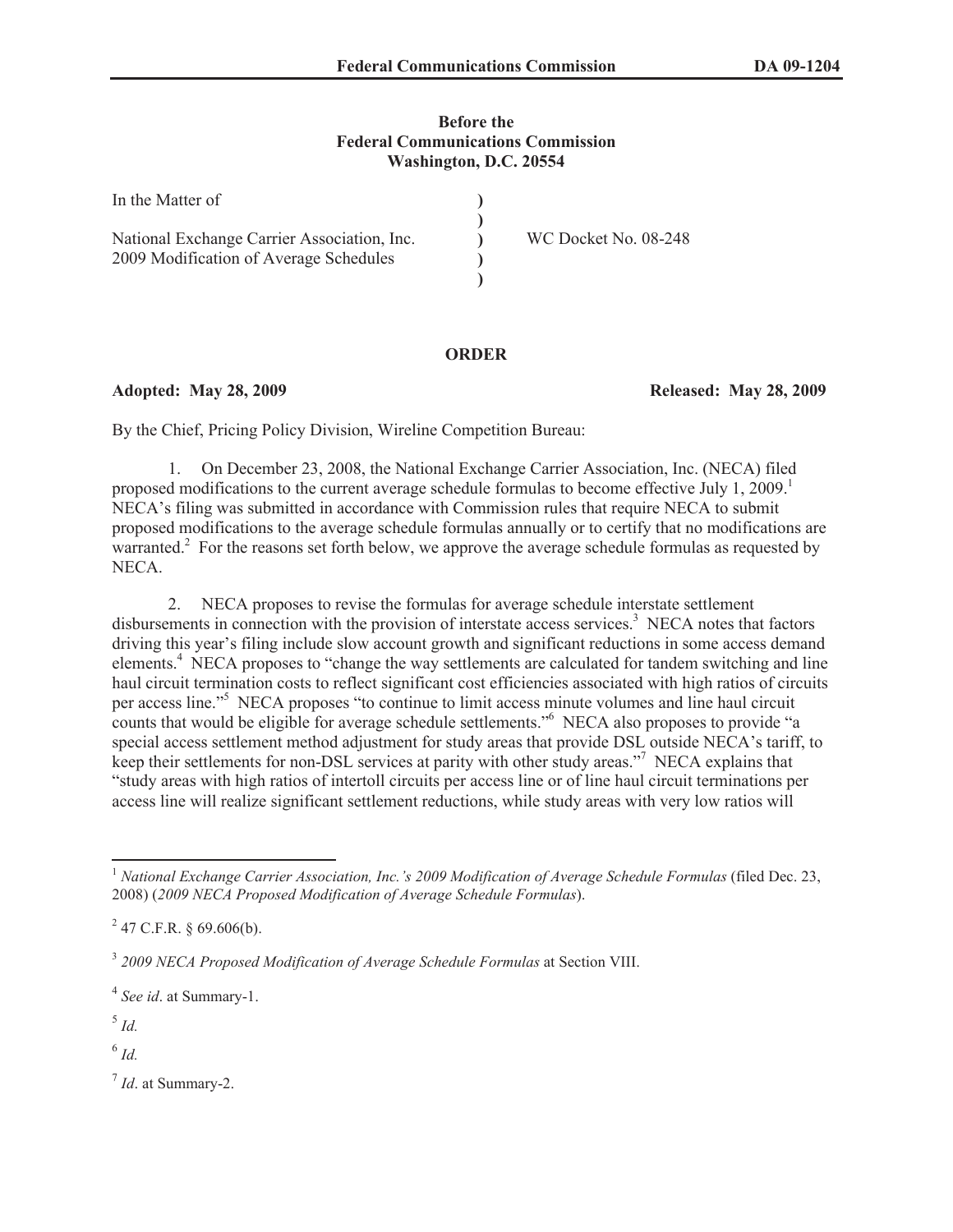**Before the**
**Federal Communications Commission**
**Washington, D.C. 20554**

| | | |
|---|---|---|
| In the Matter of | ) | |
| | ) | |
| National Exchange Carrier Association, Inc. | ) | WC Docket No. 08-248 |
| 2009 Modification of Average Schedules | ) | |
| | ) | |

**ORDER**

**Adopted: May 28, 2009** **Released: May 28, 2009**

By the Chief, Pricing Policy Division, Wireline Competition Bureau:

1. On December 23, 2008, the National Exchange Carrier Association, Inc. (NECA) filed proposed modifications to the current average schedule formulas to become effective July 1, 2009.[1] NECA's filing was submitted in accordance with Commission rules that require NECA to submit proposed modifications to the average schedule formulas annually or to certify that no modifications are warranted.[2] For the reasons set forth below, we approve the average schedule formulas as requested by NECA.

2. NECA proposes to revise the formulas for average schedule interstate settlement disbursements in connection with the provision of interstate access services.[3] NECA notes that factors driving this year's filing include slow account growth and significant reductions in some access demand elements.[4] NECA proposes to "change the way settlements are calculated for tandem switching and line haul circuit termination costs to reflect significant cost efficiencies associated with high ratios of circuits per access line."[5] NECA proposes "to continue to limit access minute volumes and line haul circuit counts that would be eligible for average schedule settlements."[6] NECA also proposes to provide "a special access settlement method adjustment for study areas that provide DSL outside NECA's tariff, to keep their settlements for non-DSL services at parity with other study areas."[7] NECA explains that "study areas with high ratios of intertoll circuits per access line or of line haul circuit terminations per access line will realize significant settlement reductions, while study areas with very low ratios will

---

[1] *National Exchange Carrier Association, Inc.'s 2009 Modification of Average Schedule Formulas* (filed Dec. 23, 2008) (*2009 NECA Proposed Modification of Average Schedule Formulas*).

[2] 47 C.F.R. § 69.606(b).

[3] *2009 NECA Proposed Modification of Average Schedule Formulas* at Section VIII.

[4] *See id*. at Summary-1.

[5] *Id.*

[6] *Id.*

[7] *Id*. at Summary-2.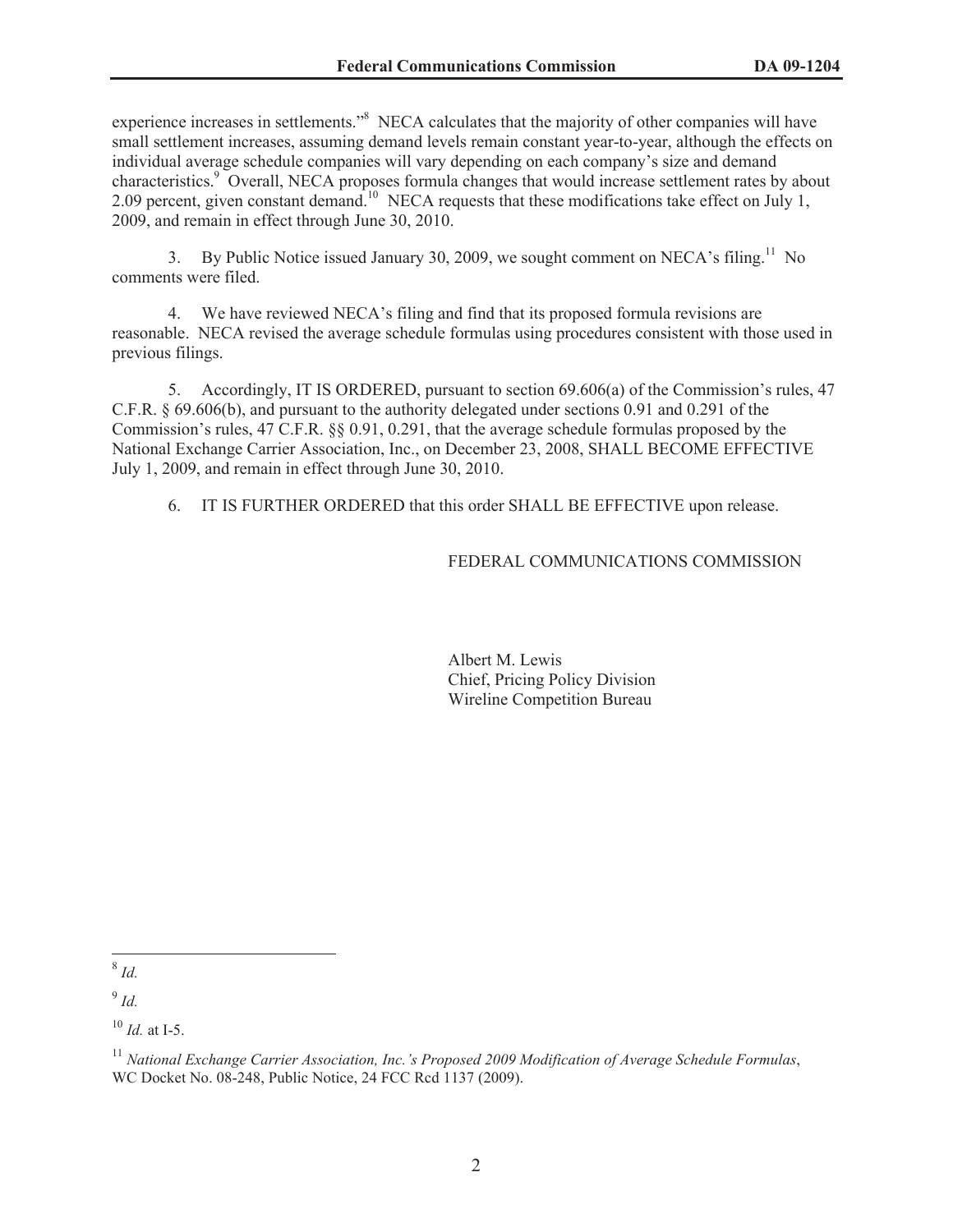experience increases in settlements."[8] NECA calculates that the majority of other companies will have small settlement increases, assuming demand levels remain constant year-to-year, although the effects on individual average schedule companies will vary depending on each company's size and demand characteristics.[9] Overall, NECA proposes formula changes that would increase settlement rates by about 2.09 percent, given constant demand.[10] NECA requests that these modifications take effect on July 1, 2009, and remain in effect through June 30, 2010.

3. By Public Notice issued January 30, 2009, we sought comment on NECA's filing.[11] No comments were filed.

4. We have reviewed NECA's filing and find that its proposed formula revisions are reasonable. NECA revised the average schedule formulas using procedures consistent with those used in previous filings.

5. Accordingly, IT IS ORDERED, pursuant to section 69.606(a) of the Commission's rules, 47 C.F.R. § 69.606(b), and pursuant to the authority delegated under sections 0.91 and 0.291 of the Commission's rules, 47 C.F.R. §§ 0.91, 0.291, that the average schedule formulas proposed by the National Exchange Carrier Association, Inc., on December 23, 2008, SHALL BECOME EFFECTIVE July 1, 2009, and remain in effect through June 30, 2010.

6. IT IS FURTHER ORDERED that this order SHALL BE EFFECTIVE upon release.

FEDERAL COMMUNICATIONS COMMISSION

Albert M. Lewis
Chief, Pricing Policy Division
Wireline Competition Bureau

---

[8] *Id.*

[9] *Id.*

[10] *Id.* at I-5.

[11] *National Exchange Carrier Association, Inc.'s Proposed 2009 Modification of Average Schedule Formulas*, WC Docket No. 08-248, Public Notice, 24 FCC Rcd 1137 (2009).